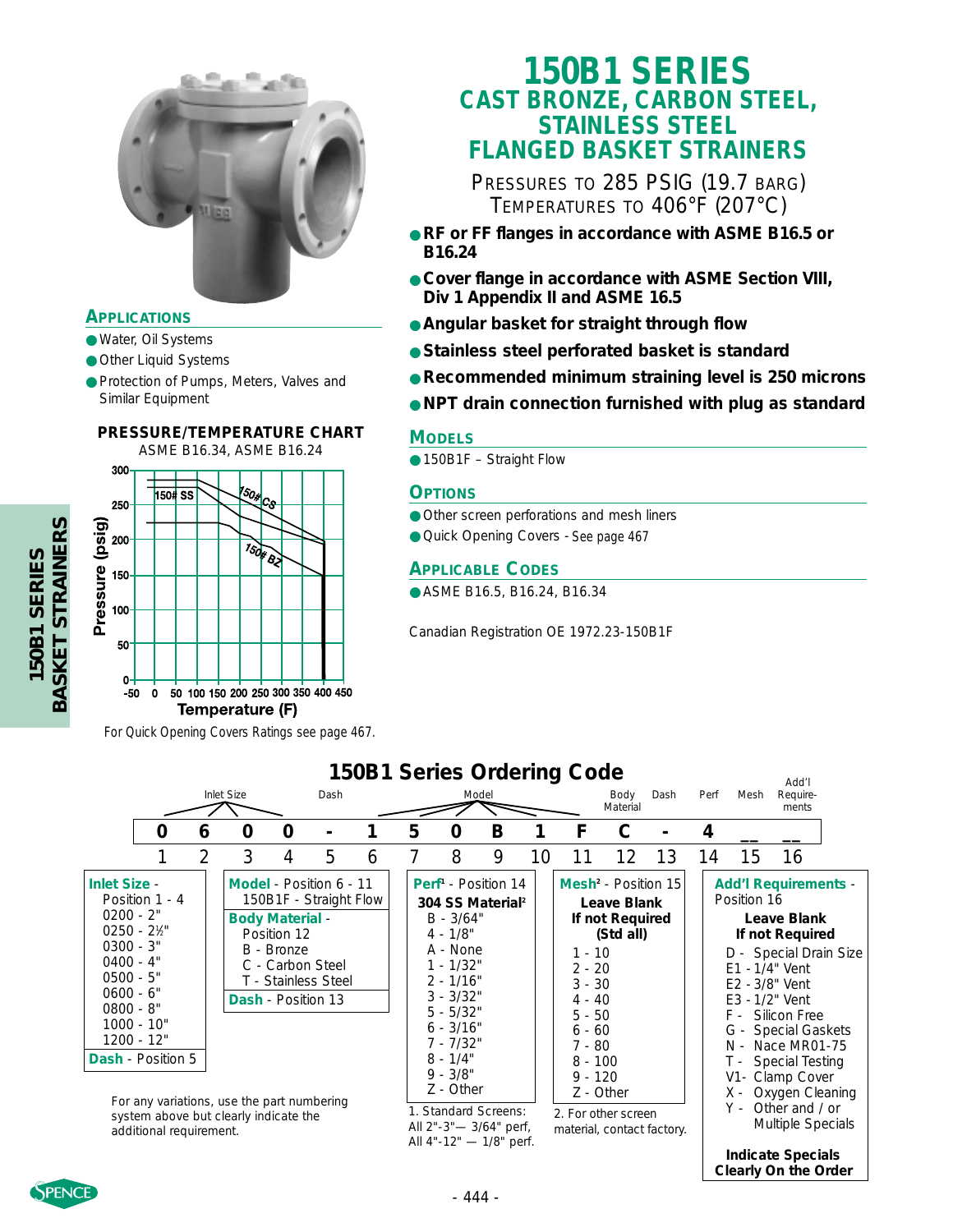# 150B1 SERIES
## CAST BRONZE, CARBON STEEL, STAINLESS STEEL FLANGED BASKET STRAINERS

PRESSURES TO 285 PSIG (19.7 BARG)
TEMPERATURES TO 406°F (207°C)

- **RF or FF flanges in accordance with ASME B16.5 or B16.24**
- **Cover flange in accordance with ASME Section VIII, Div 1 Appendix II and ASME 16.5**
- **Angular basket for straight through flow**
- **Stainless steel perforated basket is standard**
- **Recommended minimum straining level is 250 microns**
- **NPT drain connection furnished with plug as standard**

### APPLICATIONS

- Water, Oil Systems
- Other Liquid Systems
- Protection of Pumps, Meters, Valves and Similar Equipment

### PRESSURE/TEMPERATURE CHART

ASME B16.34, ASME B16.24

For Quick Opening Covers Ratings see page 467.

### MODELS

- 150B1F – Straight Flow

### OPTIONS

- Other screen perforations and mesh liners
- Quick Opening Covers - See page 467

### APPLICABLE CODES

- ASME B16.5, B16.24, B16.34

Canadian Registration OE 1972.23-150B1F

## 150B1 Series Ordering Code

| Inlet Size | | | | Dash | Model | | | | | Body Material | Dash | Perf | Mesh | Add'l Requirements |
|---|---|---|---|---|---|---|---|---|---|---|---|---|---|---|
| 0 | 6 | 0 | 0 | - | 1 | 5 | 0 | B | 1 | F | C | - | 4 | __ | __ |
| 1 | 2 | 3 | 4 | 5 | 6 | 7 | 8 | 9 | 10 | 11 | 12 | 13 | 14 | 15 | 16 |

**Inlet Size** - Position 1 - 4
- 0200 - 2"
- 0250 - 2½"
- 0300 - 3"
- 0400 - 4"
- 0500 - 5"
- 0600 - 6"
- 0800 - 8"
- 1000 - 10"
- 1200 - 12"

**Dash** - Position 5

**Model** - Position 6 - 11
- 150B1F - Straight Flow

**Body Material** - Position 12
- B - Bronze
- C - Carbon Steel
- T - Stainless Steel

**Dash** - Position 13

**Perf**[1] - Position 14

**304 SS Material**[2]
- B - 3/64"
- 4 - 1/8"
- A - None
- 1 - 1/32"
- 2 - 1/16"
- 3 - 3/32"
- 5 - 5/32"
- 6 - 3/16"
- 7 - 7/32"
- 8 - 1/4"
- 9 - 3/8"
- Z - Other

1. Standard Screens: All 2"-3"— 3/64" perf, All 4"-12" — 1/8" perf.

**Mesh**[2] - Position 15

**Leave Blank If not Required (Std all)**
- 1 - 10
- 2 - 20
- 3 - 30
- 4 - 40
- 5 - 50
- 6 - 60
- 7 - 80
- 8 - 100
- 9 - 120
- Z - Other

2. For other screen material, contact factory.

**Add'l Requirements** - Position 16

**Leave Blank If not Required**
- D - Special Drain Size
- E1 - 1/4" Vent
- E2 - 3/8" Vent
- E3 - 1/2" Vent
- F - Silicon Free
- G - Special Gaskets
- N - Nace MR01-75
- T - Special Testing
- V1- Clamp Cover
- X - Oxygen Cleaning
- Y - Other and / or Multiple Specials

**Indicate Specials Clearly On the Order**

For any variations, use the part numbering system above but clearly indicate the additional requirement.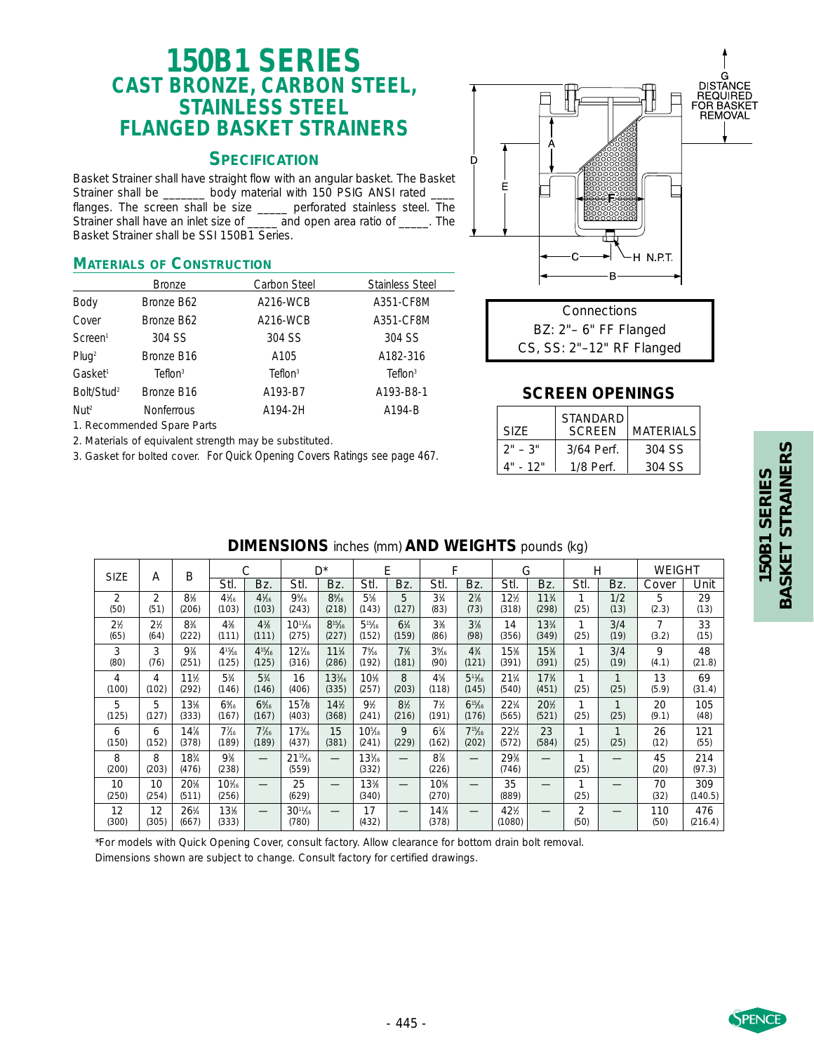# 150B1 SERIES
## CAST BRONZE, CARBON STEEL, STAINLESS STEEL FLANGED BASKET STRAINERS

### SPECIFICATION

Basket Strainer shall have straight flow with an angular basket. The Basket Strainer shall be _______ body material with 150 PSIG ANSI rated ____ flanges. The screen shall be size _____ perforated stainless steel. The Strainer shall have an inlet size of _____ and open area ratio of _____. The Basket Strainer shall be SSI 150B1 Series.

### MATERIALS OF CONSTRUCTION

| | Bronze | Carbon Steel | Stainless Steel |
|---|---|---|---|
| Body | Bronze B62 | A216-WCB | A351-CF8M |
| Cover | Bronze B62 | A216-WCB | A351-CF8M |
| Screen[1] | 304 SS | 304 SS | 304 SS |
| Plug[2] | Bronze B16 | A105 | A182-316 |
| Gasket[1] | Teflon[3] | Teflon[3] | Teflon[3] |
| Bolt/Stud[2] | Bronze B16 | A193-B7 | A193-B8-1 |
| Nut[2] | Nonferrous | A194-2H | A194-B |

1. Recommended Spare Parts
2. Materials of equivalent strength may be substituted.
3. Gasket for bolted cover. For Quick Opening Covers Ratings see page 467.

G DISTANCE REQUIRED FOR BASKET REMOVAL

H N.P.T.

| Connections |
|---|
| BZ: 2"– 6" FF Flanged |
| CS, SS: 2"–12" RF Flanged |

### SCREEN OPENINGS

| SIZE | STANDARD SCREEN | MATERIALS |
|---|---|---|
| 2" – 3" | 3/64 Perf. | 304 SS |
| 4" - 12" | 1/8 Perf. | 304 SS |

### DIMENSIONS inches (mm) AND WEIGHTS pounds (kg)

| SIZE | A | B | C | | D* | | E | | F | | G | | H | | WEIGHT | |
|---|---|---|---|---|---|---|---|---|---|---|---|---|---|---|---|---|
| | | | Stl. | Bz. | Stl. | Bz. | Stl. | Bz. | Stl. | Bz. | Stl. | Bz. | Stl. | Bz. | Cover | Unit |
| 2 (50) | 2 (51) | 8⅛ (206) | 4$\frac{1}{16}$ (103) | 4$\frac{1}{16}$ (103) | 9$\frac{9}{16}$ (243) | 8$\frac{9}{16}$ (218) | 5⅝ (143) | 5 (127) | 3¼ (83) | 2⅞ (73) | 12½ (318) | 11¾ (298) | 1 (25) | 1/2 (13) | 5 (2.3) | 29 (13) |
| 2½ (65) | 2½ (64) | 8¾ (222) | 4⅜ (111) | 4⅜ (111) | 10$\frac{11}{16}$ (275) | 8$\frac{15}{16}$ (227) | 5$\frac{15}{16}$ (152) | 6¼ (159) | 3⅜ (86) | 3⅞ (98) | 14 (356) | 13¾ (349) | 1 (25) | 3/4 (19) | 7 (3.2) | 33 (15) |
| 3 (80) | 3 (76) | 9⅞ (251) | 4$\frac{15}{16}$ (125) | 4$\frac{15}{16}$ (125) | 12$\frac{7}{16}$ (316) | 11¼ (286) | 7$\frac{9}{16}$ (192) | 7⅛ (181) | 3$\frac{9}{16}$ (90) | 4¾ (121) | 15⅜ (391) | 15⅜ (391) | 1 (25) | 3/4 (19) | 9 (4.1) | 48 (21.8) |
| 4 (100) | 4 (102) | 11½ (292) | 5¾ (146) | 5¾ (146) | 16 (406) | 13$\frac{3}{16}$ (335) | 10⅛ (257) | 8 (203) | 4⅝ (118) | 5$\frac{11}{16}$ (145) | 21¼ (540) | 17¾ (451) | 1 (25) | 1 (25) | 13 (5.9) | 69 (31.4) |
| 5 (125) | 5 (127) | 13⅛ (333) | 6$\frac{9}{16}$ (167) | 6$\frac{9}{16}$ (167) | 15⅞ (403) | 14½ (368) | 9½ (241) | 8½ (216) | 7½ (191) | 6$\frac{15}{16}$ (176) | 22¼ (565) | 20½ (521) | 1 (25) | 1 (25) | 20 (9.1) | 105 (48) |
| 6 (150) | 6 (152) | 14⅞ (378) | 7$\frac{7}{16}$ (189) | 7$\frac{7}{16}$ (189) | 17$\frac{3}{16}$ (437) | 15 (381) | 10$\frac{5}{16}$ (241) | 9 (229) | 6⅜ (162) | 7$\frac{15}{16}$ (202) | 22½ (572) | 23 (584) | 1 (25) | 1 (25) | 26 (12) | 121 (55) |
| 8 (200) | 8 (203) | 18¾ (476) | 9⅜ (238) | — | 21$\frac{15}{16}$ (559) | — | 13$\frac{1}{16}$ (332) | — | 8⅞ (226) | — | 29⅜ (746) | — | 1 (25) | — | 45 (20) | 214 (97.3) |
| 10 (250) | 10 (254) | 20⅛ (511) | 10$\frac{1}{16}$ (256) | — | 25 (629) | — | 13⅜ (340) | — | 10⅝ (270) | — | 35 (889) | — | 1 (25) | — | 70 (32) | 309 (140.5) |
| 12 (300) | 12 (305) | 26¼ (667) | 13⅛ (333) | — | 30$\frac{11}{16}$ (780) | — | 17 (432) | — | 14⅞ (378) | — | 42½ (1080) | — | 2 (50) | — | 110 (50) | 476 (216.4) |

*For models with Quick Opening Cover, consult factory. Allow clearance for bottom drain bolt removal.

Dimensions shown are subject to change. Consult factory for certified drawings.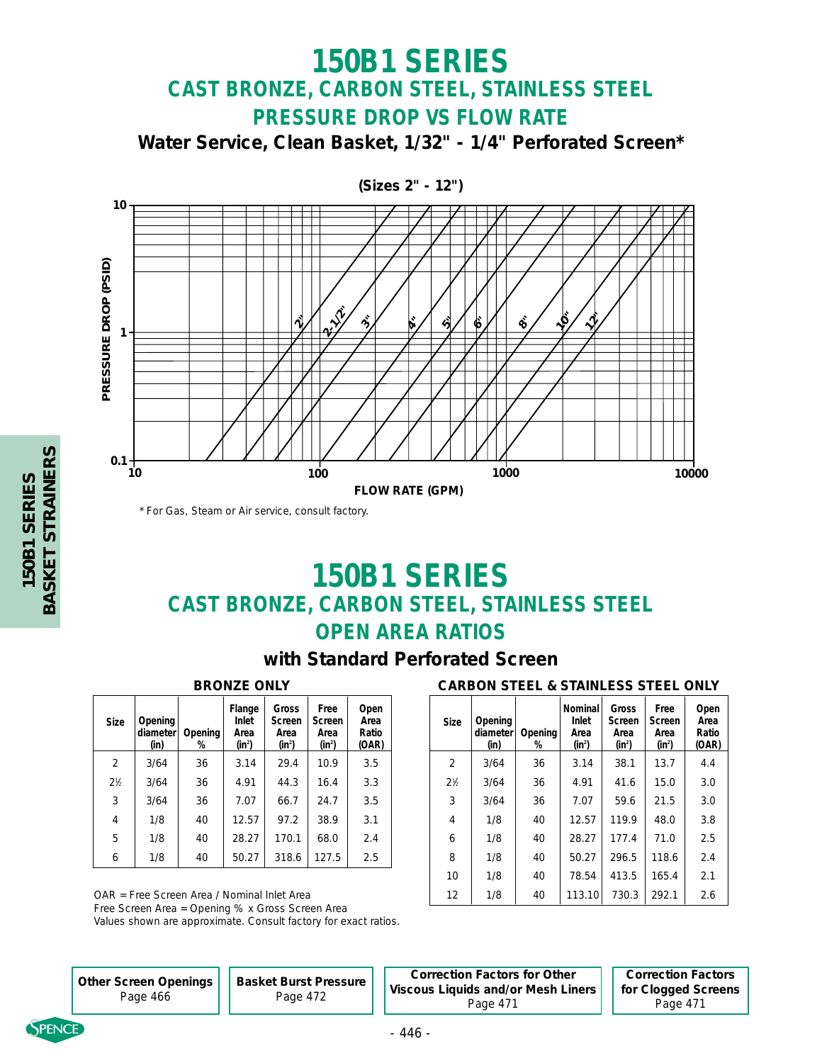# 150B1 SERIES

## CAST BRONZE, CARBON STEEL, STAINLESS STEEL

## PRESSURE DROP VS FLOW RATE

**Water Service, Clean Basket, 1/32" - 1/4" Perforated Screen***

(Sizes 2" - 12")

PRESSURE DROP (PSID)

10

1

0.1

10

100

1000

10000

FLOW RATE (GPM)

2"
2-1/2"
3"
4"
5"
6"
8"
10"
12"

* For Gas, Steam or Air service, consult factory.

# 150B1 SERIES

## CAST BRONZE, CARBON STEEL, STAINLESS STEEL

## OPEN AREA RATIOS

**with Standard Perforated Screen**

**BRONZE ONLY**

| Size | Opening diameter (in) | Opening % | Flange Inlet Area ($in^2$) | Gross Screen Area ($in^2$) | Free Screen Area ($in^2$) | Open Area Ratio (OAR) |
|---|---|---|---|---|---|---|
| 2 | 3/64 | 36 | 3.14 | 29.4 | 10.9 | 3.5 |
| 2½ | 3/64 | 36 | 4.91 | 44.3 | 16.4 | 3.3 |
| 3 | 3/64 | 36 | 7.07 | 66.7 | 24.7 | 3.5 |
| 4 | 1/8 | 40 | 12.57 | 97.2 | 38.9 | 3.1 |
| 5 | 1/8 | 40 | 28.27 | 170.1 | 68.0 | 2.4 |
| 6 | 1/8 | 40 | 50.27 | 318.6 | 127.5 | 2.5 |

OAR = Free Screen Area / Nominal Inlet Area
Free Screen Area = Opening % x Gross Screen Area
Values shown are approximate. Consult factory for exact ratios.

**CARBON STEEL & STAINLESS STEEL ONLY**

| Size | Opening diameter (in) | Opening % | Nominal Inlet Area ($in^2$) | Gross Screen Area ($in^2$) | Free Screen Area ($in^2$) | Open Area Ratio (OAR) |
|---|---|---|---|---|---|---|
| 2 | 3/64 | 36 | 3.14 | 38.1 | 13.7 | 4.4 |
| 2½ | 3/64 | 36 | 4.91 | 41.6 | 15.0 | 3.0 |
| 3 | 3/64 | 36 | 7.07 | 59.6 | 21.5 | 3.0 |
| 4 | 1/8 | 40 | 12.57 | 119.9 | 48.0 | 3.8 |
| 6 | 1/8 | 40 | 28.27 | 177.4 | 71.0 | 2.5 |
| 8 | 1/8 | 40 | 50.27 | 296.5 | 118.6 | 2.4 |
| 10 | 1/8 | 40 | 78.54 | 413.5 | 165.4 | 2.1 |
| 12 | 1/8 | 40 | 113.10 | 730.3 | 292.1 | 2.6 |

**Other Screen Openings** Page 466

**Basket Burst Pressure** Page 472

**Correction Factors for Other Viscous Liquids and/or Mesh Liners** Page 471

**Correction Factors for Clogged Screens** Page 471